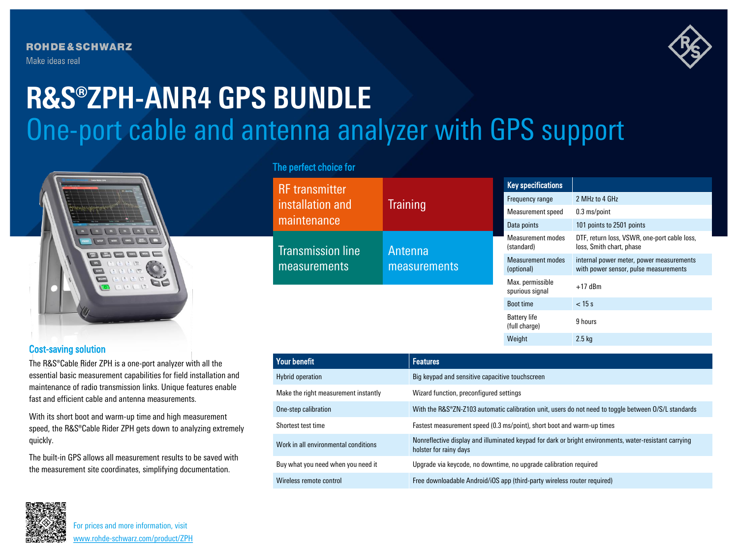ROHDE&SCHWARZ

Make ideas real

# R&S®ZPH-ANR4 GPS BUNDLE

## One-port cable and antenna analyzer with GPS support

### The perfect choice for

| RF transmitter installation and maintenance | Training |
|---|---|
| Transmission line measurements | Antenna measurements |

| Key specifications | |
|---|---|
| Frequency range | 2 MHz to 4 GHz |
| Measurement speed | 0.3 ms/point |
| Data points | 101 points to 2501 points |
| Measurement modes (standard) | DTF, return loss, VSWR, one-port cable loss, loss, Smith chart, phase |
| Measurement modes (optional) | internal power meter, power measurements with power sensor, pulse measurements |
| Max. permissible spurious signal | +17 dBm |
| Boot time | < 15 s |
| Battery life (full charge) | 9 hours |
| Weight | 2.5 kg |

### Cost-saving solution

The R&S®Cable Rider ZPH is a one-port analyzer with all the essential basic measurement capabilities for field installation and maintenance of radio transmission links. Unique features enable fast and efficient cable and antenna measurements.

With its short boot and warm-up time and high measurement speed, the R&S®Cable Rider ZPH gets down to analyzing extremely quickly.

The built-in GPS allows all measurement results to be saved with the measurement site coordinates, simplifying documentation.

| Your benefit | Features |
|---|---|
| Hybrid operation | Big keypad and sensitive capacitive touchscreen |
| Make the right measurement instantly | Wizard function, preconfigured settings |
| One-step calibration | With the R&S®ZN-Z103 automatic calibration unit, users do not need to toggle between O/S/L standards |
| Shortest test time | Fastest measurement speed (0.3 ms/point), short boot and warm-up times |
| Work in all environmental conditions | Nonreflective display and illuminated keypad for dark or bright environments, water-resistant carrying holster for rainy days |
| Buy what you need when you need it | Upgrade via keycode, no downtime, no upgrade calibration required |
| Wireless remote control | Free downloadable Android/iOS app (third-party wireless router required) |

For prices and more information, visit
www.rohde-schwarz.com/product/ZPH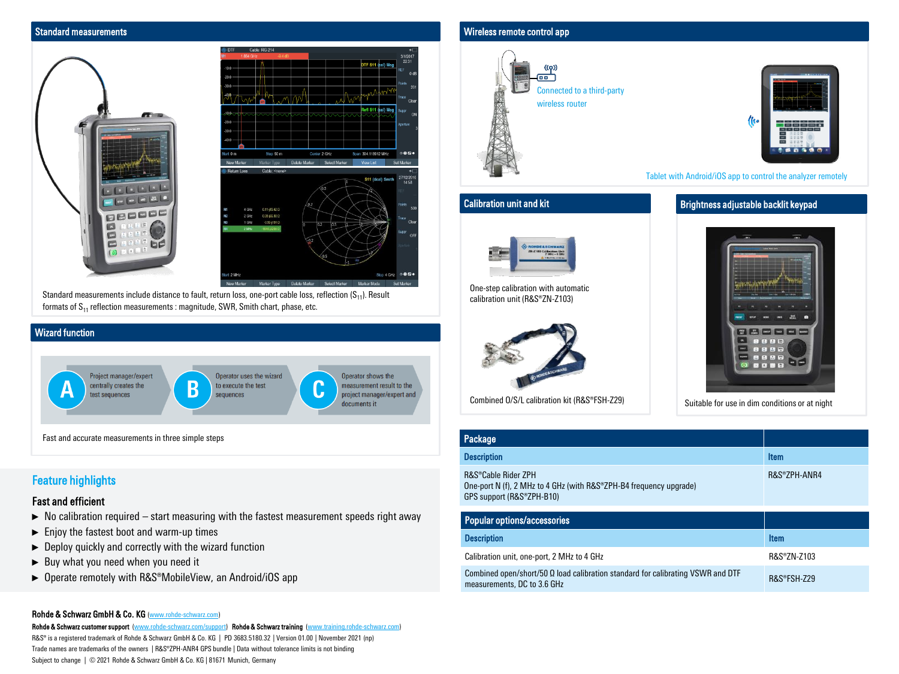## Standard measurements

Standard measurements include distance to fault, return loss, one-port cable loss, reflection ($S_{11}$). Result formats of $S_{11}$ reflection measurements : magnitude, SWR, Smith chart, phase, etc.

## Wizard function

A Project manager/expert centrally creates the test sequences

B Operator uses the wizard to execute the test sequences

C Operator shows the measurement result to the project manager/expert and documents it

Fast and accurate measurements in three simple steps

## Feature highlights

### Fast and efficient

- No calibration required – start measuring with the fastest measurement speeds right away
- Enjoy the fastest boot and warm-up times
- Deploy quickly and correctly with the wizard function
- Buy what you need when you need it
- Operate remotely with R&S®MobileView, an Android/iOS app

## Wireless remote control app

Connected to a third-party wireless router

Tablet with Android/iOS app to control the analyzer remotely

## Calibration unit and kit

One-step calibration with automatic calibration unit (R&S®ZN-Z103)

Combined O/S/L calibration kit (R&S®FSH-Z29)

## Brightness adjustable backlit keypad

Suitable for use in dim conditions or at night

| Package | |
|---|---|
| **Description** | **Item** |
| R&S®Cable Rider ZPH<br>One-port N (f), 2 MHz to 4 GHz (with R&S®ZPH-B4 frequency upgrade)<br>GPS support (R&S®ZPH-B10) | R&S®ZPH-ANR4 |

| Popular options/accessories | |
|---|---|
| **Description** | **Item** |
| Calibration unit, one-port, 2 MHz to 4 GHz | R&S®ZN-Z103 |
| Combined open/short/50 Ω load calibration standard for calibrating VSWR and DTF measurements, DC to 3.6 GHz | R&S®FSH-Z29 |

**Rohde & Schwarz GmbH & Co. KG** (www.rohde-schwarz.com)
**Rohde & Schwarz customer support** (www.rohde-schwarz.com/support) **Rohde & Schwarz training** (www.training.rohde-schwarz.com)
R&S® is a registered trademark of Rohde & Schwarz GmbH & Co. KG | PD 3683.5180.32 | Version 01.00 | November 2021 (np)
Trade names are trademarks of the owners | R&S®ZPH-ANR4 GPS bundle | Data without tolerance limits is not binding
Subject to change | © 2021 Rohde & Schwarz GmbH & Co. KG | 81671 Munich, Germany